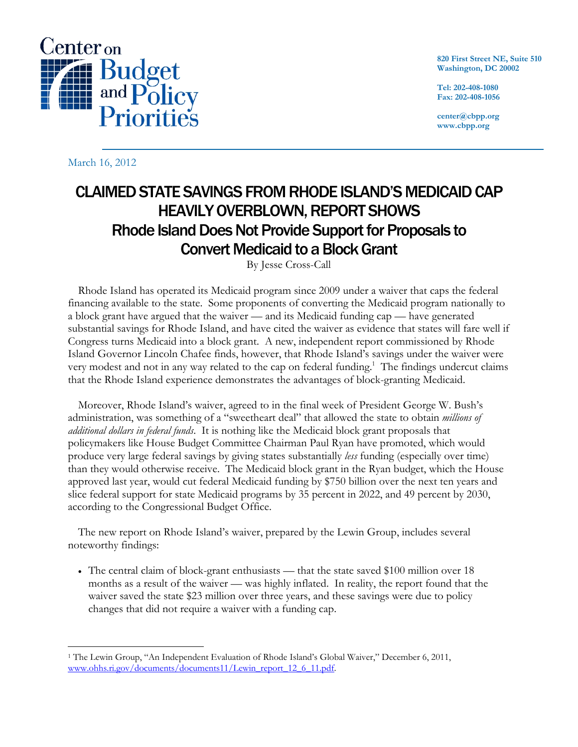Center on Budget and Policy Priorities

820 First Street NE, Suite 510
Washington, DC 20002

Tel: 202-408-1080
Fax: 202-408-1056

center@cbpp.org
www.cbpp.org

March 16, 2012

# CLAIMED STATE SAVINGS FROM RHODE ISLAND'S MEDICAID CAP HEAVILY OVERBLOWN, REPORT SHOWS

## Rhode Island Does Not Provide Support for Proposals to Convert Medicaid to a Block Grant

By Jesse Cross-Call

Rhode Island has operated its Medicaid program since 2009 under a waiver that caps the federal financing available to the state. Some proponents of converting the Medicaid program nationally to a block grant have argued that the waiver — and its Medicaid funding cap — have generated substantial savings for Rhode Island, and have cited the waiver as evidence that states will fare well if Congress turns Medicaid into a block grant. A new, independent report commissioned by Rhode Island Governor Lincoln Chafee finds, however, that Rhode Island's savings under the waiver were very modest and not in any way related to the cap on federal funding.[1] The findings undercut claims that the Rhode Island experience demonstrates the advantages of block-granting Medicaid.

Moreover, Rhode Island's waiver, agreed to in the final week of President George W. Bush's administration, was something of a "sweetheart deal" that allowed the state to obtain *millions of additional dollars in federal funds*. It is nothing like the Medicaid block grant proposals that policymakers like House Budget Committee Chairman Paul Ryan have promoted, which would produce very large federal savings by giving states substantially *less* funding (especially over time) than they would otherwise receive. The Medicaid block grant in the Ryan budget, which the House approved last year, would cut federal Medicaid funding by $750 billion over the next ten years and slice federal support for state Medicaid programs by 35 percent in 2022, and 49 percent by 2030, according to the Congressional Budget Office.

The new report on Rhode Island's waiver, prepared by the Lewin Group, includes several noteworthy findings:

- The central claim of block-grant enthusiasts — that the state saved $100 million over 18 months as a result of the waiver — was highly inflated. In reality, the report found that the waiver saved the state $23 million over three years, and these savings were due to policy changes that did not require a waiver with a funding cap.

[1] The Lewin Group, "An Independent Evaluation of Rhode Island's Global Waiver," December 6, 2011, www.ohhs.ri.gov/documents/documents11/Lewin_report_12_6_11.pdf.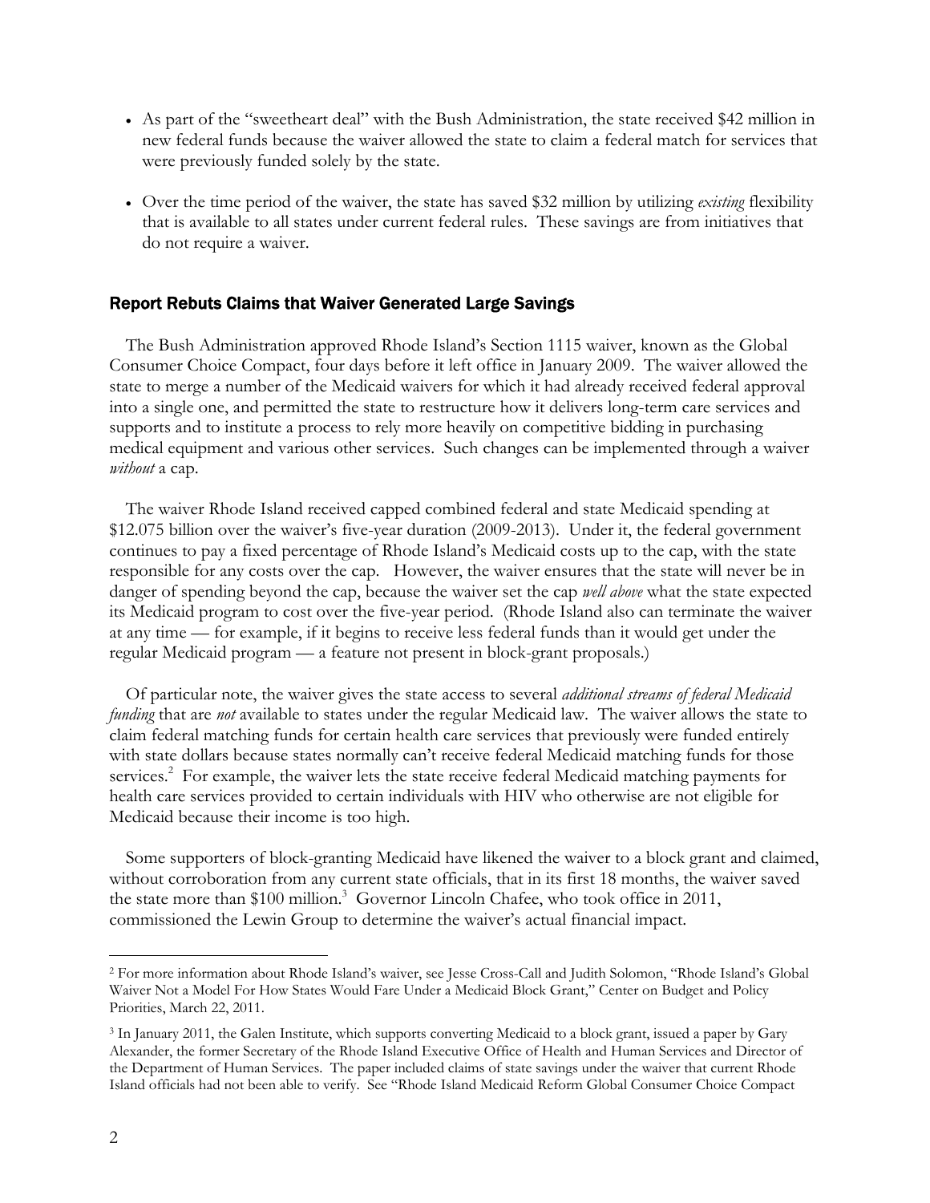- As part of the "sweetheart deal" with the Bush Administration, the state received $42 million in new federal funds because the waiver allowed the state to claim a federal match for services that were previously funded solely by the state.
- Over the time period of the waiver, the state has saved $32 million by utilizing *existing* flexibility that is available to all states under current federal rules. These savings are from initiatives that do not require a waiver.

## Report Rebuts Claims that Waiver Generated Large Savings

The Bush Administration approved Rhode Island's Section 1115 waiver, known as the Global Consumer Choice Compact, four days before it left office in January 2009. The waiver allowed the state to merge a number of the Medicaid waivers for which it had already received federal approval into a single one, and permitted the state to restructure how it delivers long-term care services and supports and to institute a process to rely more heavily on competitive bidding in purchasing medical equipment and various other services. Such changes can be implemented through a waiver *without* a cap.

The waiver Rhode Island received capped combined federal and state Medicaid spending at $12.075 billion over the waiver's five-year duration (2009-2013). Under it, the federal government continues to pay a fixed percentage of Rhode Island's Medicaid costs up to the cap, with the state responsible for any costs over the cap. However, the waiver ensures that the state will never be in danger of spending beyond the cap, because the waiver set the cap *well above* what the state expected its Medicaid program to cost over the five-year period. (Rhode Island also can terminate the waiver at any time — for example, if it begins to receive less federal funds than it would get under the regular Medicaid program — a feature not present in block-grant proposals.)

Of particular note, the waiver gives the state access to several *additional streams of federal Medicaid funding* that are *not* available to states under the regular Medicaid law. The waiver allows the state to claim federal matching funds for certain health care services that previously were funded entirely with state dollars because states normally can't receive federal Medicaid matching funds for those services.[2] For example, the waiver lets the state receive federal Medicaid matching payments for health care services provided to certain individuals with HIV who otherwise are not eligible for Medicaid because their income is too high.

Some supporters of block-granting Medicaid have likened the waiver to a block grant and claimed, without corroboration from any current state officials, that in its first 18 months, the waiver saved the state more than $100 million.[3] Governor Lincoln Chafee, who took office in 2011, commissioned the Lewin Group to determine the waiver's actual financial impact.

---

[2] For more information about Rhode Island's waiver, see Jesse Cross-Call and Judith Solomon, "Rhode Island's Global Waiver Not a Model For How States Would Fare Under a Medicaid Block Grant," Center on Budget and Policy Priorities, March 22, 2011.

[3] In January 2011, the Galen Institute, which supports converting Medicaid to a block grant, issued a paper by Gary Alexander, the former Secretary of the Rhode Island Executive Office of Health and Human Services and Director of the Department of Human Services. The paper included claims of state savings under the waiver that current Rhode Island officials had not been able to verify. See "Rhode Island Medicaid Reform Global Consumer Choice Compact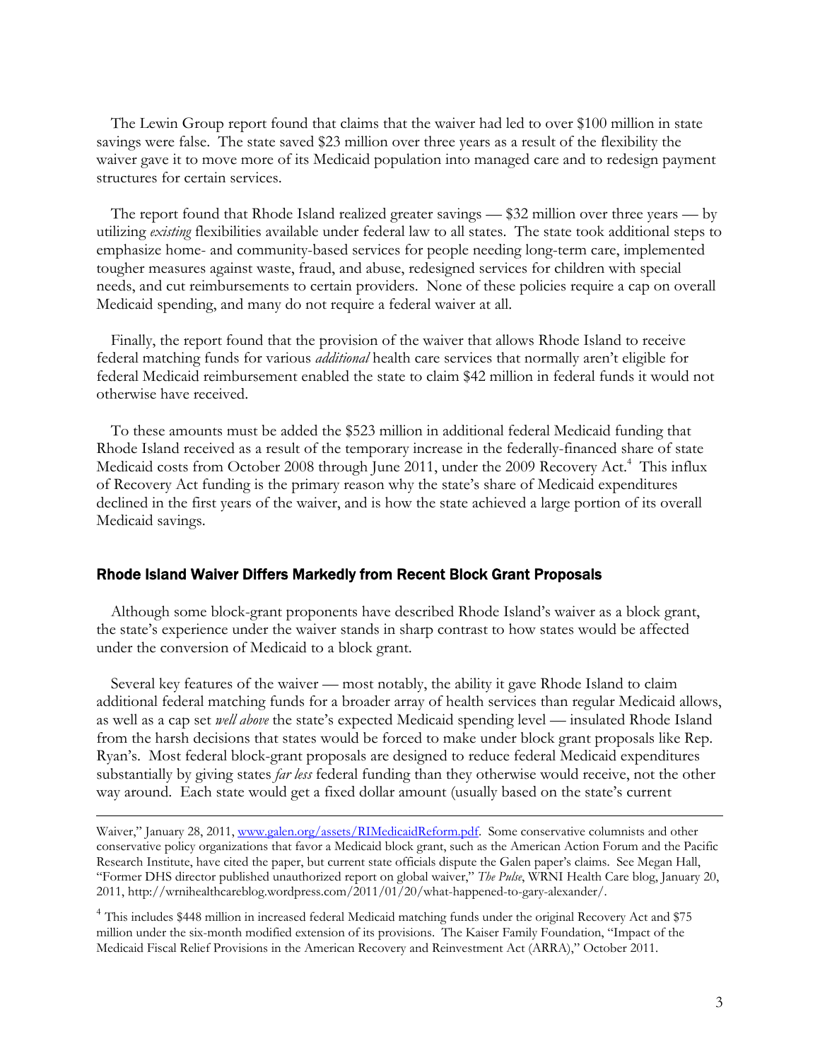The Lewin Group report found that claims that the waiver had led to over $100 million in state savings were false. The state saved $23 million over three years as a result of the flexibility the waiver gave it to move more of its Medicaid population into managed care and to redesign payment structures for certain services.

The report found that Rhode Island realized greater savings — $32 million over three years — by utilizing *existing* flexibilities available under federal law to all states. The state took additional steps to emphasize home- and community-based services for people needing long-term care, implemented tougher measures against waste, fraud, and abuse, redesigned services for children with special needs, and cut reimbursements to certain providers. None of these policies require a cap on overall Medicaid spending, and many do not require a federal waiver at all.

Finally, the report found that the provision of the waiver that allows Rhode Island to receive federal matching funds for various *additional* health care services that normally aren't eligible for federal Medicaid reimbursement enabled the state to claim $42 million in federal funds it would not otherwise have received.

To these amounts must be added the $523 million in additional federal Medicaid funding that Rhode Island received as a result of the temporary increase in the federally-financed share of state Medicaid costs from October 2008 through June 2011, under the 2009 Recovery Act.[4] This influx of Recovery Act funding is the primary reason why the state's share of Medicaid expenditures declined in the first years of the waiver, and is how the state achieved a large portion of its overall Medicaid savings.

## Rhode Island Waiver Differs Markedly from Recent Block Grant Proposals

Although some block-grant proponents have described Rhode Island's waiver as a block grant, the state's experience under the waiver stands in sharp contrast to how states would be affected under the conversion of Medicaid to a block grant.

Several key features of the waiver — most notably, the ability it gave Rhode Island to claim additional federal matching funds for a broader array of health services than regular Medicaid allows, as well as a cap set *well above* the state's expected Medicaid spending level — insulated Rhode Island from the harsh decisions that states would be forced to make under block grant proposals like Rep. Ryan's. Most federal block-grant proposals are designed to reduce federal Medicaid expenditures substantially by giving states *far less* federal funding than they otherwise would receive, not the other way around. Each state would get a fixed dollar amount (usually based on the state's current

---

Waiver," January 28, 2011, www.galen.org/assets/RIMedicaidReform.pdf. Some conservative columnists and other conservative policy organizations that favor a Medicaid block grant, such as the American Action Forum and the Pacific Research Institute, have cited the paper, but current state officials dispute the Galen paper's claims. See Megan Hall, "Former DHS director published unauthorized report on global waiver," *The Pulse*, WRNI Health Care blog, January 20, 2011, http://wrnihealthcareblog.wordpress.com/2011/01/20/what-happened-to-gary-alexander/.

[4] This includes $448 million in increased federal Medicaid matching funds under the original Recovery Act and $75 million under the six-month modified extension of its provisions. The Kaiser Family Foundation, "Impact of the Medicaid Fiscal Relief Provisions in the American Recovery and Reinvestment Act (ARRA)," October 2011.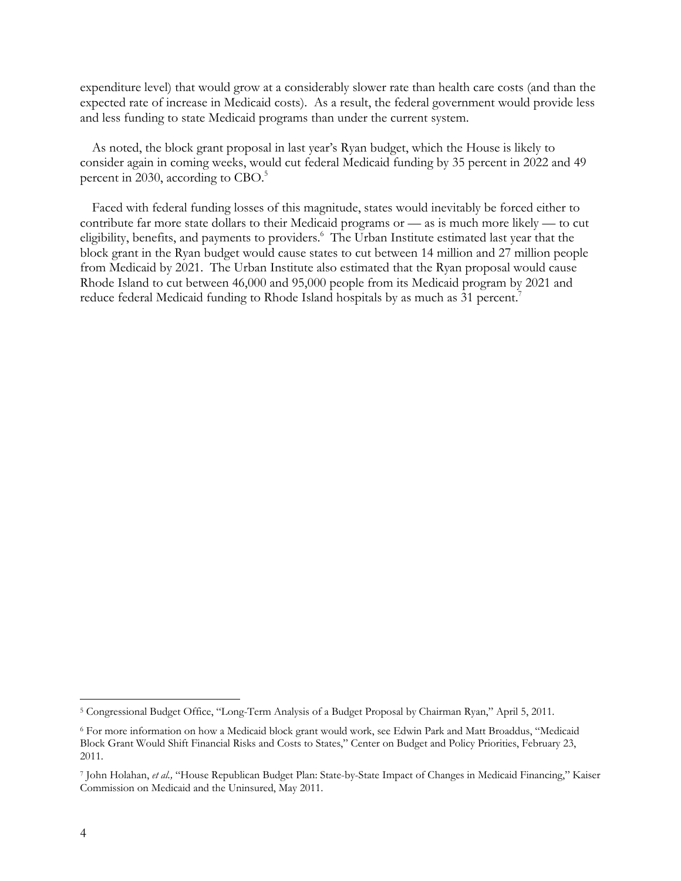expenditure level) that would grow at a considerably slower rate than health care costs (and than the expected rate of increase in Medicaid costs). As a result, the federal government would provide less and less funding to state Medicaid programs than under the current system.

As noted, the block grant proposal in last year's Ryan budget, which the House is likely to consider again in coming weeks, would cut federal Medicaid funding by 35 percent in 2022 and 49 percent in 2030, according to CBO.[5]

Faced with federal funding losses of this magnitude, states would inevitably be forced either to contribute far more state dollars to their Medicaid programs or — as is much more likely — to cut eligibility, benefits, and payments to providers.[6] The Urban Institute estimated last year that the block grant in the Ryan budget would cause states to cut between 14 million and 27 million people from Medicaid by 2021. The Urban Institute also estimated that the Ryan proposal would cause Rhode Island to cut between 46,000 and 95,000 people from its Medicaid program by 2021 and reduce federal Medicaid funding to Rhode Island hospitals by as much as 31 percent.[7]

---

[5] Congressional Budget Office, "Long-Term Analysis of a Budget Proposal by Chairman Ryan," April 5, 2011.

[6] For more information on how a Medicaid block grant would work, see Edwin Park and Matt Broaddus, "Medicaid Block Grant Would Shift Financial Risks and Costs to States," Center on Budget and Policy Priorities, February 23, 2011.

[7] John Holahan, *et al.,* "House Republican Budget Plan: State-by-State Impact of Changes in Medicaid Financing," Kaiser Commission on Medicaid and the Uninsured, May 2011.